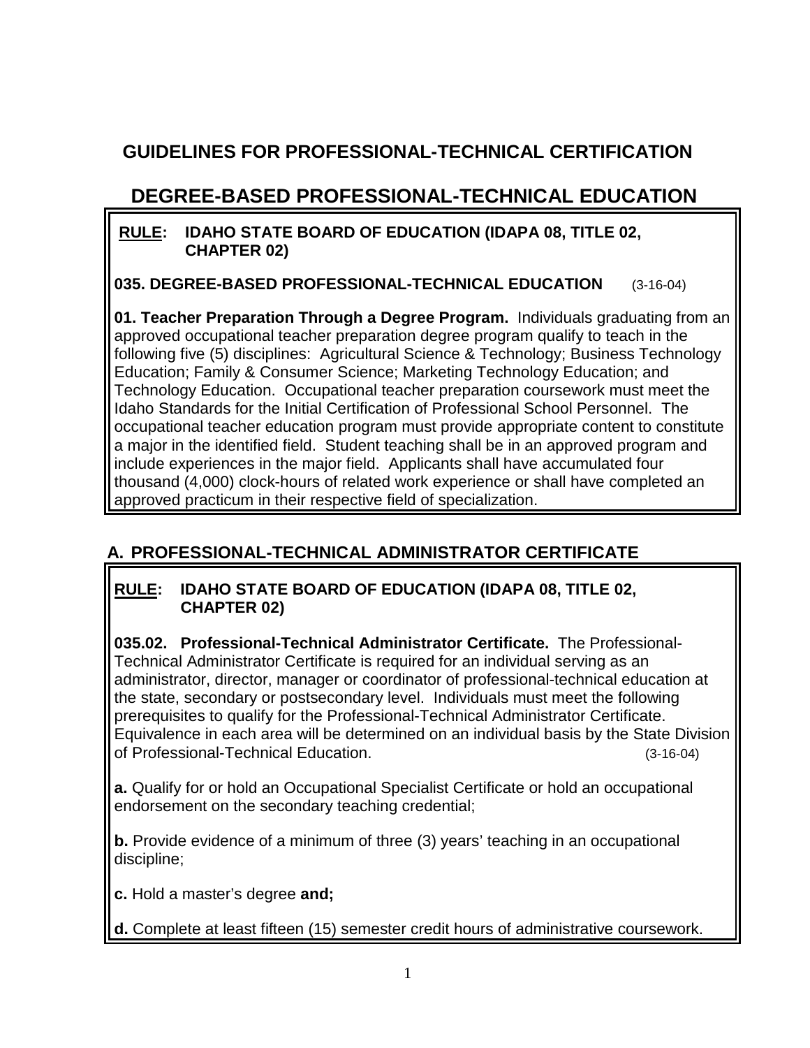# GUIDELINES FOR PROFESSIONAL-TECHNICAL CERTIFICATION

## DEGREE-BASED PROFESSIONAL-TECHNICAL EDUCATION

**RULE: IDAHO STATE BOARD OF EDUCATION (IDAPA 08, TITLE 02, CHAPTER 02)**

**035. DEGREE-BASED PROFESSIONAL-TECHNICAL EDUCATION** (3-16-04)

**01. Teacher Preparation Through a Degree Program.** Individuals graduating from an approved occupational teacher preparation degree program qualify to teach in the following five (5) disciplines: Agricultural Science & Technology; Business Technology Education; Family & Consumer Science; Marketing Technology Education; and Technology Education. Occupational teacher preparation coursework must meet the Idaho Standards for the Initial Certification of Professional School Personnel. The occupational teacher education program must provide appropriate content to constitute a major in the identified field. Student teaching shall be in an approved program and include experiences in the major field. Applicants shall have accumulated four thousand (4,000) clock-hours of related work experience or shall have completed an approved practicum in their respective field of specialization.

## A. PROFESSIONAL-TECHNICAL ADMINISTRATOR CERTIFICATE

**RULE: IDAHO STATE BOARD OF EDUCATION (IDAPA 08, TITLE 02, CHAPTER 02)**

**035.02. Professional-Technical Administrator Certificate.** The Professional-Technical Administrator Certificate is required for an individual serving as an administrator, director, manager or coordinator of professional-technical education at the state, secondary or postsecondary level. Individuals must meet the following prerequisites to qualify for the Professional-Technical Administrator Certificate. Equivalence in each area will be determined on an individual basis by the State Division of Professional-Technical Education. (3-16-04)

**a.** Qualify for or hold an Occupational Specialist Certificate or hold an occupational endorsement on the secondary teaching credential;

**b.** Provide evidence of a minimum of three (3) years' teaching in an occupational discipline;

**c.** Hold a master's degree **and;**

**d.** Complete at least fifteen (15) semester credit hours of administrative coursework.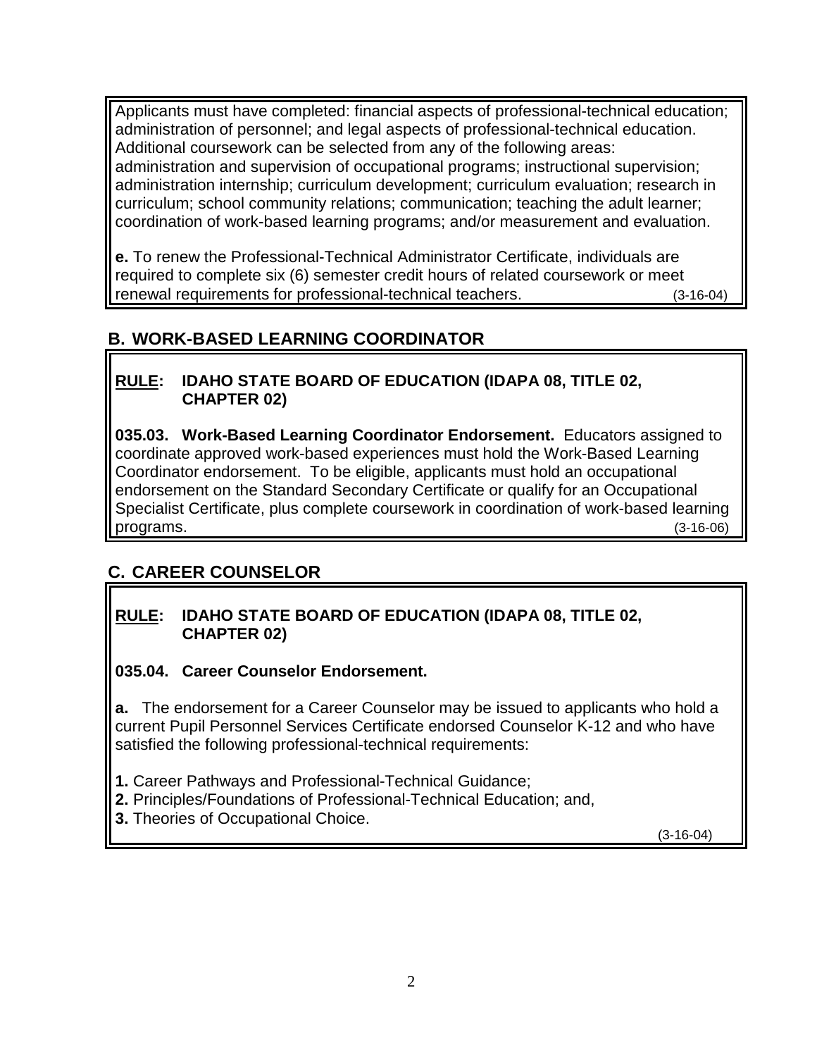Applicants must have completed: financial aspects of professional-technical education; administration of personnel; and legal aspects of professional-technical education. Additional coursework can be selected from any of the following areas: administration and supervision of occupational programs; instructional supervision; administration internship; curriculum development; curriculum evaluation; research in curriculum; school community relations; communication; teaching the adult learner; coordination of work-based learning programs; and/or measurement and evaluation.

**e.** To renew the Professional-Technical Administrator Certificate, individuals are required to complete six (6) semester credit hours of related coursework or meet renewal requirements for professional-technical teachers. (3-16-04)

## B. WORK-BASED LEARNING COORDINATOR

**RULE: IDAHO STATE BOARD OF EDUCATION (IDAPA 08, TITLE 02, CHAPTER 02)**

**035.03. Work-Based Learning Coordinator Endorsement.** Educators assigned to coordinate approved work-based experiences must hold the Work-Based Learning Coordinator endorsement. To be eligible, applicants must hold an occupational endorsement on the Standard Secondary Certificate or qualify for an Occupational Specialist Certificate, plus complete coursework in coordination of work-based learning programs. (3-16-06)

## C. CAREER COUNSELOR

**RULE: IDAHO STATE BOARD OF EDUCATION (IDAPA 08, TITLE 02, CHAPTER 02)**

**035.04. Career Counselor Endorsement.**

**a.** The endorsement for a Career Counselor may be issued to applicants who hold a current Pupil Personnel Services Certificate endorsed Counselor K-12 and who have satisfied the following professional-technical requirements:

**1.** Career Pathways and Professional-Technical Guidance;
**2.** Principles/Foundations of Professional-Technical Education; and,
**3.** Theories of Occupational Choice.

(3-16-04)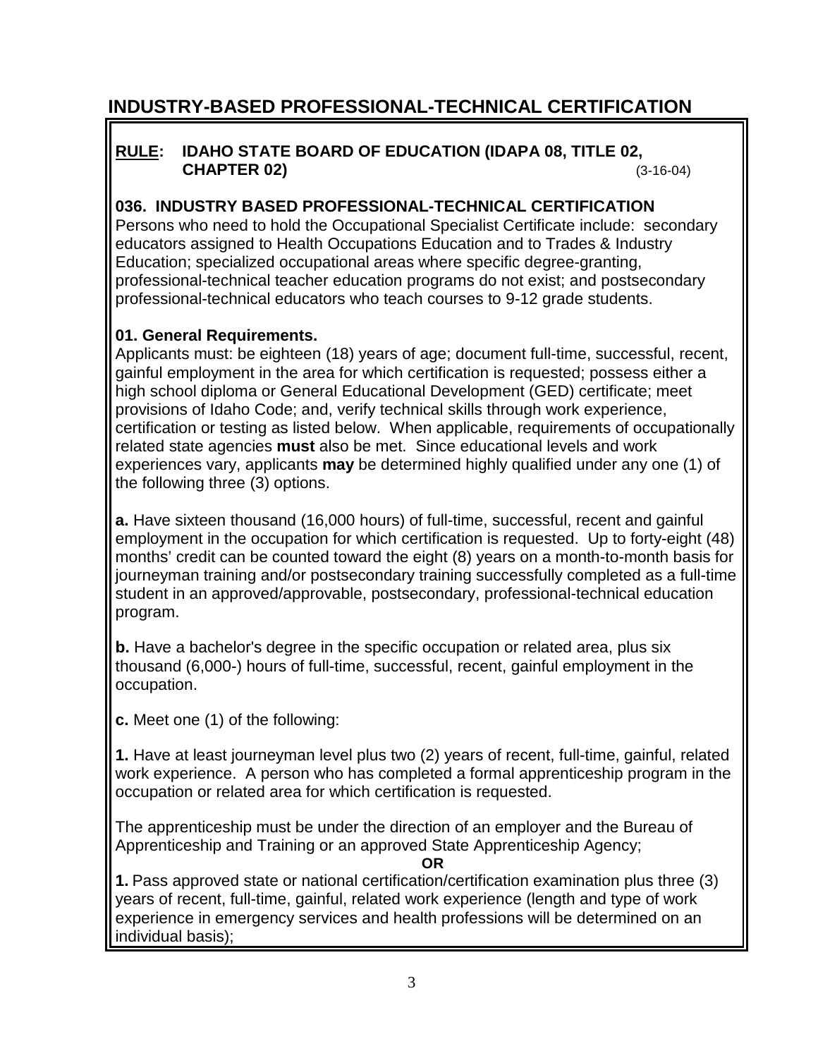# INDUSTRY-BASED PROFESSIONAL-TECHNICAL CERTIFICATION

**RULE: IDAHO STATE BOARD OF EDUCATION (IDAPA 08, TITLE 02, CHAPTER 02)** (3-16-04)

**036. INDUSTRY BASED PROFESSIONAL-TECHNICAL CERTIFICATION**
Persons who need to hold the Occupational Specialist Certificate include: secondary educators assigned to Health Occupations Education and to Trades & Industry Education; specialized occupational areas where specific degree-granting, professional-technical teacher education programs do not exist; and postsecondary professional-technical educators who teach courses to 9-12 grade students.

**01. General Requirements.**
Applicants must: be eighteen (18) years of age; document full-time, successful, recent, gainful employment in the area for which certification is requested; possess either a high school diploma or General Educational Development (GED) certificate; meet provisions of Idaho Code; and, verify technical skills through work experience, certification or testing as listed below. When applicable, requirements of occupationally related state agencies **must** also be met. Since educational levels and work experiences vary, applicants **may** be determined highly qualified under any one (1) of the following three (3) options.

**a.** Have sixteen thousand (16,000 hours) of full-time, successful, recent and gainful employment in the occupation for which certification is requested. Up to forty-eight (48) months' credit can be counted toward the eight (8) years on a month-to-month basis for journeyman training and/or postsecondary training successfully completed as a full-time student in an approved/approvable, postsecondary, professional-technical education program.

**b.** Have a bachelor's degree in the specific occupation or related area, plus six thousand (6,000-) hours of full-time, successful, recent, gainful employment in the occupation.

**c.** Meet one (1) of the following:

**1.** Have at least journeyman level plus two (2) years of recent, full-time, gainful, related work experience. A person who has completed a formal apprenticeship program in the occupation or related area for which certification is requested.

The apprenticeship must be under the direction of an employer and the Bureau of Apprenticeship and Training or an approved State Apprenticeship Agency;

**OR**

**1.** Pass approved state or national certification/certification examination plus three (3) years of recent, full-time, gainful, related work experience (length and type of work experience in emergency services and health professions will be determined on an individual basis);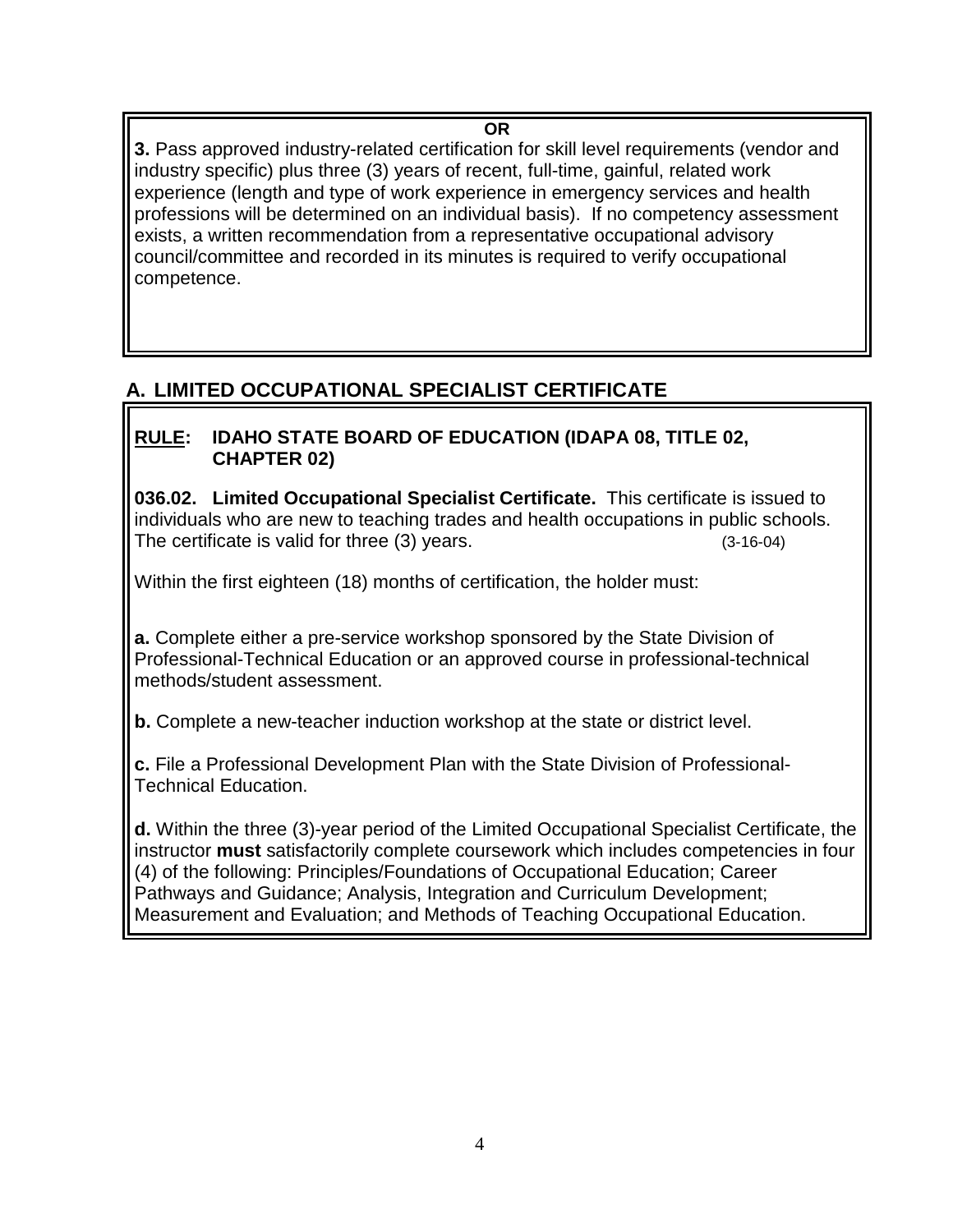**OR**

**3.** Pass approved industry-related certification for skill level requirements (vendor and industry specific) plus three (3) years of recent, full-time, gainful, related work experience (length and type of work experience in emergency services and health professions will be determined on an individual basis). If no competency assessment exists, a written recommendation from a representative occupational advisory council/committee and recorded in its minutes is required to verify occupational competence.

## A. LIMITED OCCUPATIONAL SPECIALIST CERTIFICATE

**RULE: IDAHO STATE BOARD OF EDUCATION (IDAPA 08, TITLE 02, CHAPTER 02)**

**036.02. Limited Occupational Specialist Certificate.** This certificate is issued to individuals who are new to teaching trades and health occupations in public schools. The certificate is valid for three (3) years. (3-16-04)

Within the first eighteen (18) months of certification, the holder must:

**a.** Complete either a pre-service workshop sponsored by the State Division of Professional-Technical Education or an approved course in professional-technical methods/student assessment.

**b.** Complete a new-teacher induction workshop at the state or district level.

**c.** File a Professional Development Plan with the State Division of Professional-Technical Education.

**d.** Within the three (3)-year period of the Limited Occupational Specialist Certificate, the instructor **must** satisfactorily complete coursework which includes competencies in four (4) of the following: Principles/Foundations of Occupational Education; Career Pathways and Guidance; Analysis, Integration and Curriculum Development; Measurement and Evaluation; and Methods of Teaching Occupational Education.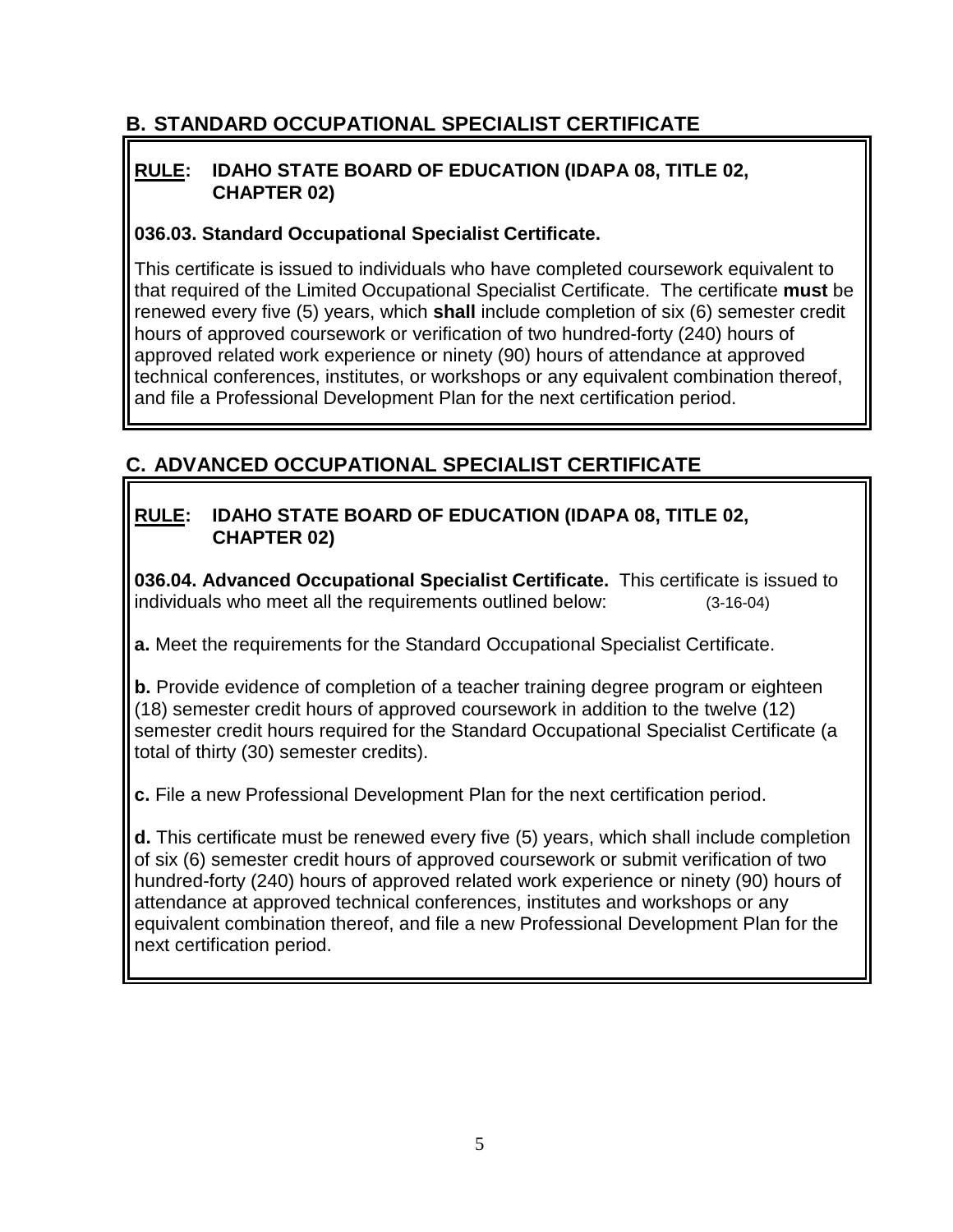## B. STANDARD OCCUPATIONAL SPECIALIST CERTIFICATE

**RULE: IDAHO STATE BOARD OF EDUCATION (IDAPA 08, TITLE 02, CHAPTER 02)**

**036.03. Standard Occupational Specialist Certificate.**

This certificate is issued to individuals who have completed coursework equivalent to that required of the Limited Occupational Specialist Certificate. The certificate **must** be renewed every five (5) years, which **shall** include completion of six (6) semester credit hours of approved coursework or verification of two hundred-forty (240) hours of approved related work experience or ninety (90) hours of attendance at approved technical conferences, institutes, or workshops or any equivalent combination thereof, and file a Professional Development Plan for the next certification period.

## C. ADVANCED OCCUPATIONAL SPECIALIST CERTIFICATE

**RULE: IDAHO STATE BOARD OF EDUCATION (IDAPA 08, TITLE 02, CHAPTER 02)**

**036.04. Advanced Occupational Specialist Certificate.** This certificate is issued to individuals who meet all the requirements outlined below: (3-16-04)

**a.** Meet the requirements for the Standard Occupational Specialist Certificate.

**b.** Provide evidence of completion of a teacher training degree program or eighteen (18) semester credit hours of approved coursework in addition to the twelve (12) semester credit hours required for the Standard Occupational Specialist Certificate (a total of thirty (30) semester credits).

**c.** File a new Professional Development Plan for the next certification period.

**d.** This certificate must be renewed every five (5) years, which shall include completion of six (6) semester credit hours of approved coursework or submit verification of two hundred-forty (240) hours of approved related work experience or ninety (90) hours of attendance at approved technical conferences, institutes and workshops or any equivalent combination thereof, and file a new Professional Development Plan for the next certification period.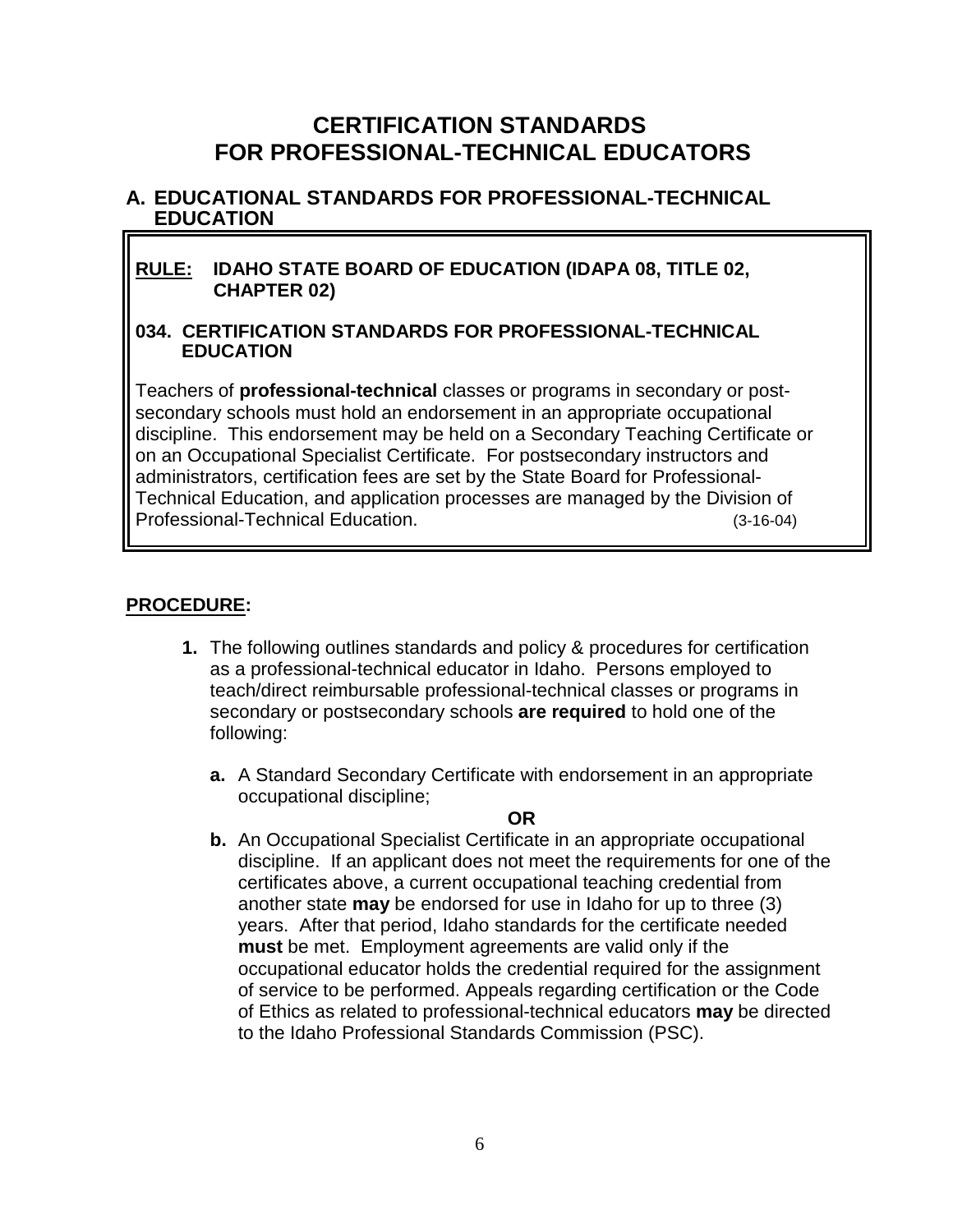# CERTIFICATION STANDARDS FOR PROFESSIONAL-TECHNICAL EDUCATORS

## A. EDUCATIONAL STANDARDS FOR PROFESSIONAL-TECHNICAL EDUCATION

**RULE: IDAHO STATE BOARD OF EDUCATION (IDAPA 08, TITLE 02, CHAPTER 02)**

**034. CERTIFICATION STANDARDS FOR PROFESSIONAL-TECHNICAL EDUCATION**

Teachers of **professional-technical** classes or programs in secondary or post-secondary schools must hold an endorsement in an appropriate occupational discipline. This endorsement may be held on a Secondary Teaching Certificate or on an Occupational Specialist Certificate. For postsecondary instructors and administrators, certification fees are set by the State Board for Professional-Technical Education, and application processes are managed by the Division of Professional-Technical Education. (3-16-04)

**PROCEDURE:**

**1.** The following outlines standards and policy & procedures for certification as a professional-technical educator in Idaho. Persons employed to teach/direct reimbursable professional-technical classes or programs in secondary or postsecondary schools **are required** to hold one of the following:

**a.** A Standard Secondary Certificate with endorsement in an appropriate occupational discipline;

**OR**

**b.** An Occupational Specialist Certificate in an appropriate occupational discipline. If an applicant does not meet the requirements for one of the certificates above, a current occupational teaching credential from another state **may** be endorsed for use in Idaho for up to three (3) years. After that period, Idaho standards for the certificate needed **must** be met. Employment agreements are valid only if the occupational educator holds the credential required for the assignment of service to be performed. Appeals regarding certification or the Code of Ethics as related to professional-technical educators **may** be directed to the Idaho Professional Standards Commission (PSC).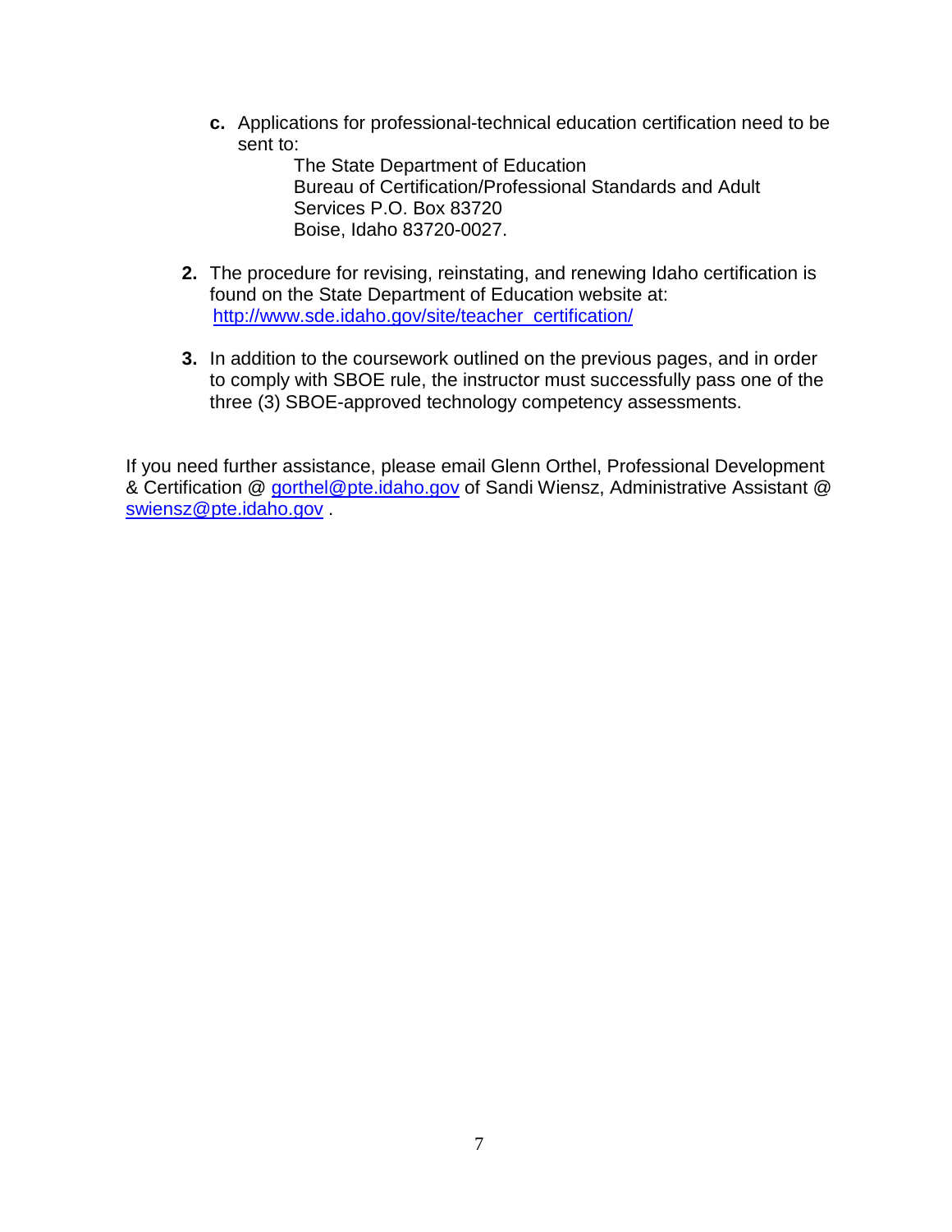c. Applications for professional-technical education certification need to be sent to:

   The State Department of Education
   Bureau of Certification/Professional Standards and Adult Services P.O. Box 83720
   Boise, Idaho 83720-0027.

2. The procedure for revising, reinstating, and renewing Idaho certification is found on the State Department of Education website at: http://www.sde.idaho.gov/site/teacher_certification/

3. In addition to the coursework outlined on the previous pages, and in order to comply with SBOE rule, the instructor must successfully pass one of the three (3) SBOE-approved technology competency assessments.

If you need further assistance, please email Glenn Orthel, Professional Development & Certification @ gorthel@pte.idaho.gov of Sandi Wiensz, Administrative Assistant @ swiensz@pte.idaho.gov .